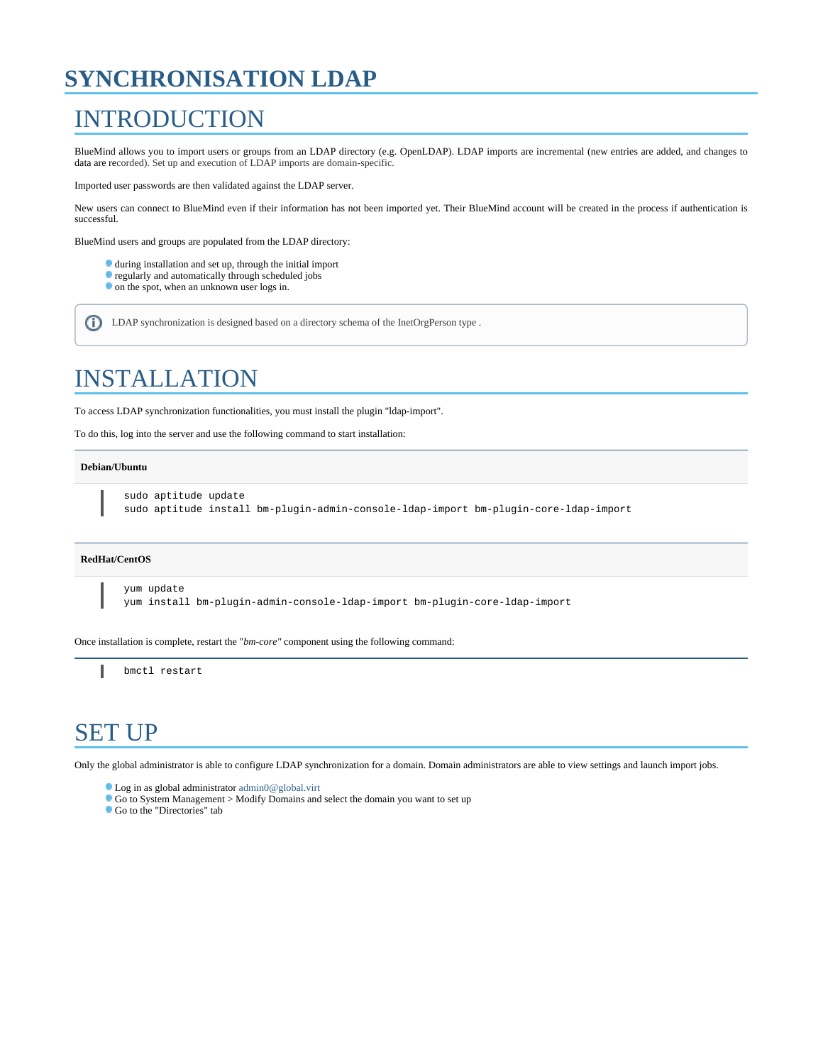# SYNCHRONISATION LDAP

## INTRODUCTION

BlueMind allows you to import users or groups from an LDAP directory (e.g. OpenLDAP). LDAP imports are incremental (new entries are added, and changes to data are recorded). Set up and execution of LDAP imports are domain-specific.

Imported user passwords are then validated against the LDAP server.

New users can connect to BlueMind even if their information has not been imported yet. Their BlueMind account will be created in the process if authentication is successful.

BlueMind users and groups are populated from the LDAP directory:

- during installation and set up, through the initial import
- regularly and automatically through scheduled jobs
- on the spot, when an unknown user logs in.

> LDAP synchronization is designed based on a directory schema of the InetOrgPerson type .

## INSTALLATION

To access LDAP synchronization functionalities, you must install the plugin "ldap-import".

To do this, log into the server and use the following command to start installation:

**Debian/Ubuntu**

```
sudo aptitude update
sudo aptitude install bm-plugin-admin-console-ldap-import bm-plugin-core-ldap-import
```

**RedHat/CentOS**

```
yum update
yum install bm-plugin-admin-console-ldap-import bm-plugin-core-ldap-import
```

Once installation is complete, restart the "*bm-core"* component using the following command:

```
bmctl restart
```

## SET UP

Only the global administrator is able to configure LDAP synchronization for a domain. Domain administrators are able to view settings and launch import jobs.

- Log in as global administrator admin0@global.virt
- Go to System Management > Modify Domains and select the domain you want to set up
- Go to the "Directories" tab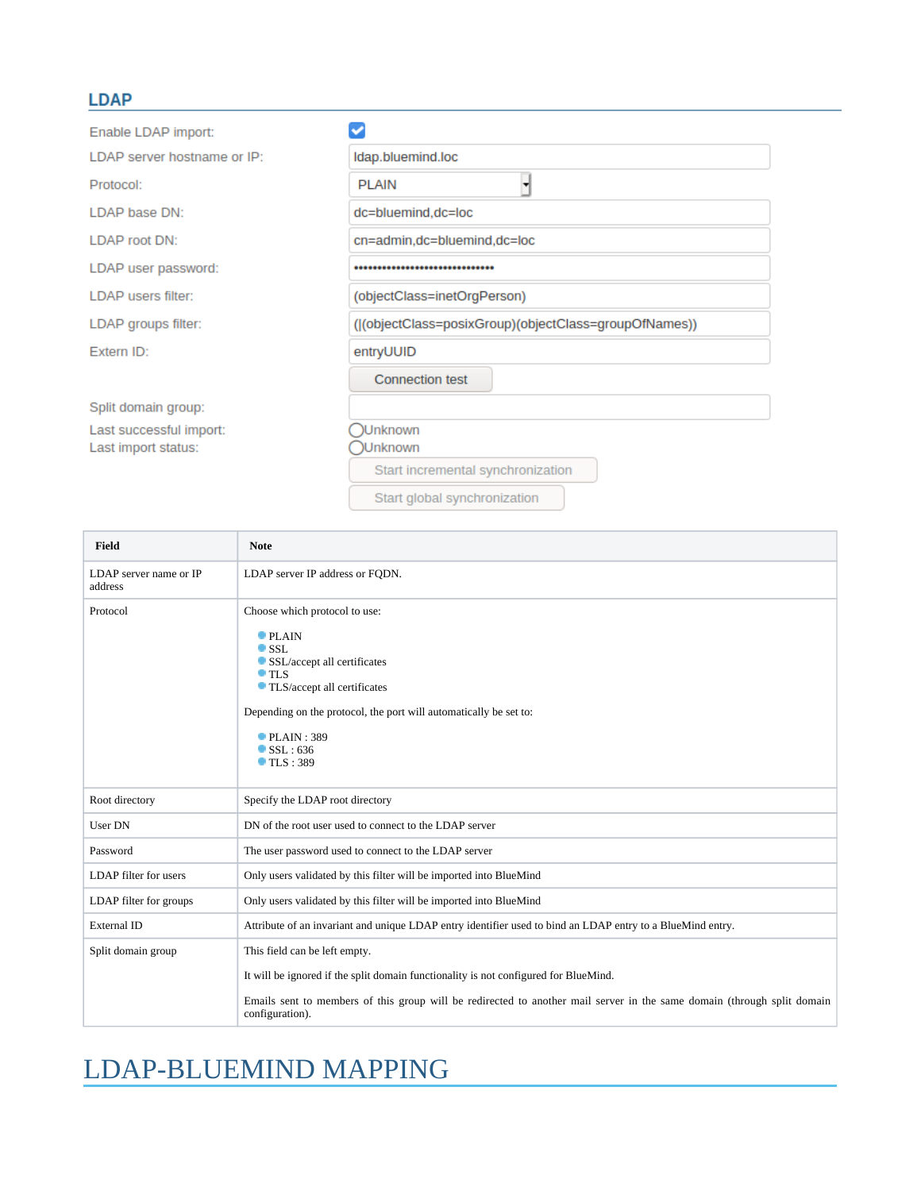## LDAP

Enable LDAP import: ☑

LDAP server hostname or IP: ldap.bluemind.loc

Protocol: PLAIN

LDAP base DN: dc=bluemind,dc=loc

LDAP root DN: cn=admin,dc=bluemind,dc=loc

LDAP user password: ••••••••••••••••••••••••••••••

LDAP users filter: (objectClass=inetOrgPerson)

LDAP groups filter: (|(objectClass=posixGroup)(objectClass=groupOfNames))

Extern ID: entryUUID

Connection test

Split domain group:

Last successful import: Unknown

Last import status: Unknown

Start incremental synchronization

Start global synchronization

| Field | Note |
|---|---|
| LDAP server name or IP address | LDAP server IP address or FQDN. |
| Protocol | Choose which protocol to use:<br><br>• PLAIN<br>• SSL<br>• SSL/accept all certificates<br>• TLS<br>• TLS/accept all certificates<br><br>Depending on the protocol, the port will automatically be set to:<br><br>• PLAIN : 389<br>• SSL : 636<br>• TLS : 389 |
| Root directory | Specify the LDAP root directory |
| User DN | DN of the root user used to connect to the LDAP server |
| Password | The user password used to connect to the LDAP server |
| LDAP filter for users | Only users validated by this filter will be imported into BlueMind |
| LDAP filter for groups | Only users validated by this filter will be imported into BlueMind |
| External ID | Attribute of an invariant and unique LDAP entry identifier used to bind an LDAP entry to a BlueMind entry. |
| Split domain group | This field can be left empty.<br><br>It will be ignored if the split domain functionality is not configured for BlueMind.<br><br>Emails sent to members of this group will be redirected to another mail server in the same domain (through split domain configuration). |

# LDAP-BLUEMIND MAPPING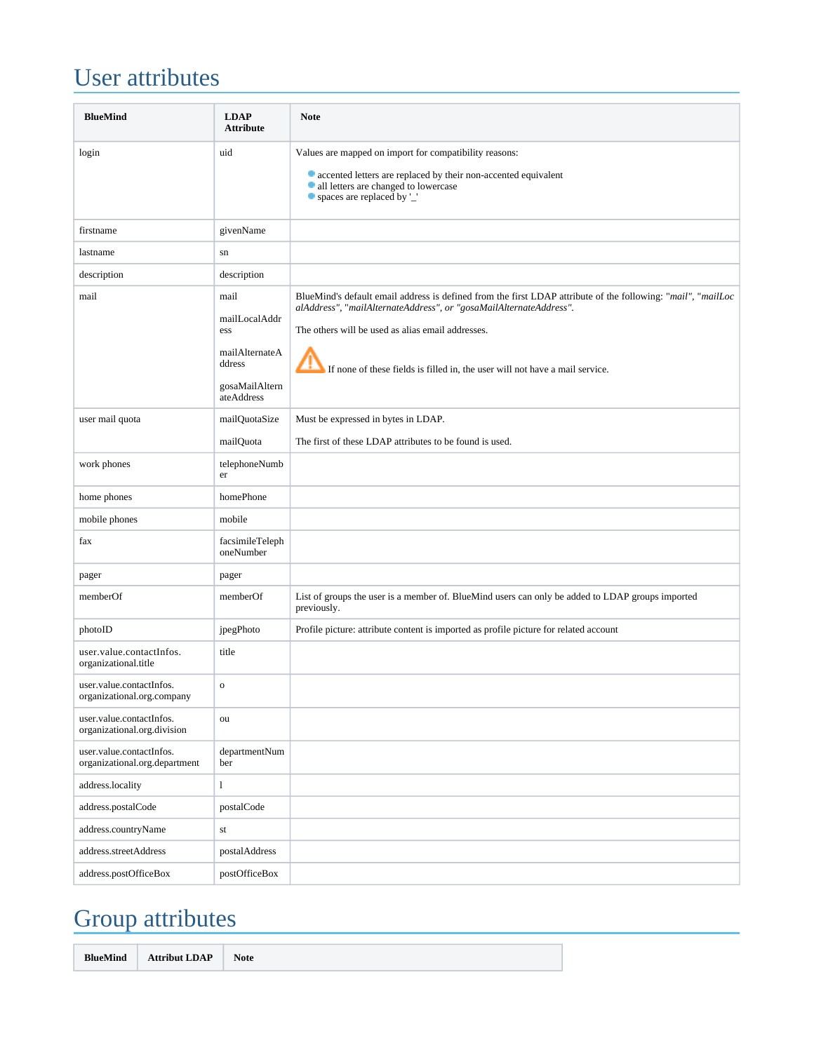# User attributes

| BlueMind | LDAP Attribute | Note |
| --- | --- | --- |
| login | uid | Values are mapped on import for compatibility reasons:<br>• accented letters are replaced by their non-accented equivalent<br>• all letters are changed to lowercase<br>• spaces are replaced by '_' |
| firstname | givenName | |
| lastname | sn | |
| description | description | |
| mail | mail<br><br>mailLocalAddress<br><br>mailAlternateAddress<br><br>gosaMailAlternateAddress | BlueMind's default email address is defined from the first LDAP attribute of the following: *"mail", "mailLocalAddress", "mailAlternateAddress", or "gosaMailAlternateAddress".*<br><br>The others will be used as alias email addresses.<br><br>⚠ If none of these fields is filled in, the user will not have a mail service. |
| user mail quota | mailQuotaSize<br><br>mailQuota | Must be expressed in bytes in LDAP.<br><br>The first of these LDAP attributes to be found is used. |
| work phones | telephoneNumber | |
| home phones | homePhone | |
| mobile phones | mobile | |
| fax | facsimileTelephoneNumber | |
| pager | pager | |
| memberOf | memberOf | List of groups the user is a member of. BlueMind users can only be added to LDAP groups imported previously. |
| photoID | jpegPhoto | Profile picture: attribute content is imported as profile picture for related account |
| user.value.contactInfos.organizational.title | title | |
| user.value.contactInfos.organizational.org.company | o | |
| user.value.contactInfos.organizational.org.division | ou | |
| user.value.contactInfos.organizational.org.department | departmentNumber | |
| address.locality | l | |
| address.postalCode | postalCode | |
| address.countryName | st | |
| address.streetAddress | postalAddress | |
| address.postOfficeBox | postOfficeBox | |

# Group attributes

| BlueMind | Attribut LDAP | Note |
| --- | --- | --- |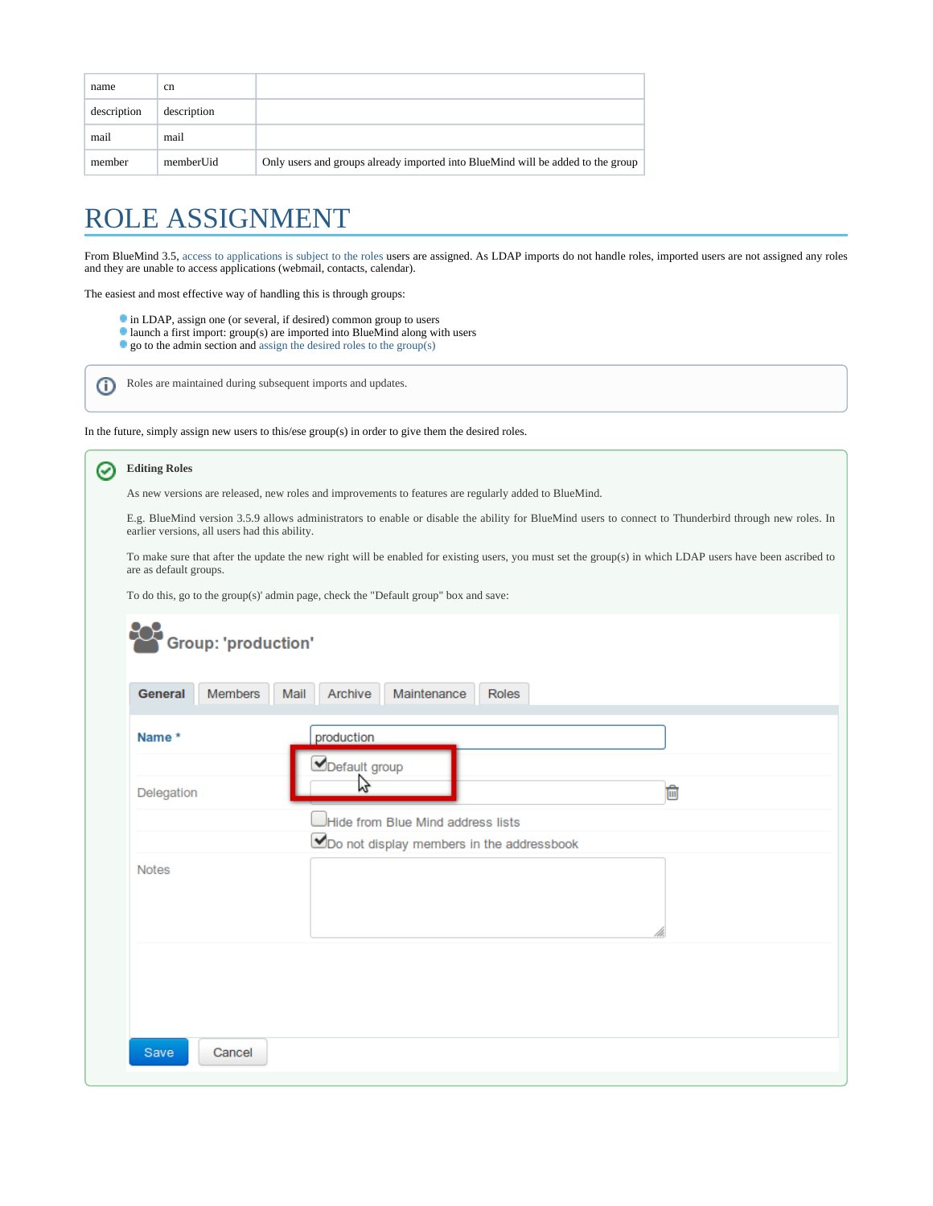| | | |
|---|---|---|
| name | cn | |
| description | description | |
| mail | mail | |
| member | memberUid | Only users and groups already imported into BlueMind will be added to the group |

# ROLE ASSIGNMENT

From BlueMind 3.5, access to applications is subject to the roles users are assigned. As LDAP imports do not handle roles, imported users are not assigned any roles and they are unable to access applications (webmail, contacts, calendar).

The easiest and most effective way of handling this is through groups:

- in LDAP, assign one (or several, if desired) common group to users
- launch a first import: group(s) are imported into BlueMind along with users
- go to the admin section and assign the desired roles to the group(s)

> Roles are maintained during subsequent imports and updates.

In the future, simply assign new users to this/ese group(s) in order to give them the desired roles.

> **Editing Roles**
>
> As new versions are released, new roles and improvements to features are regularly added to BlueMind.
>
> E.g. BlueMind version 3.5.9 allows administrators to enable or disable the ability for BlueMind users to connect to Thunderbird through new roles. In earlier versions, all users had this ability.
>
> To make sure that after the update the new right will be enabled for existing users, you must set the group(s) in which LDAP users have been ascribed to are as default groups.
>
> To do this, go to the group(s)' admin page, check the "Default group" box and save: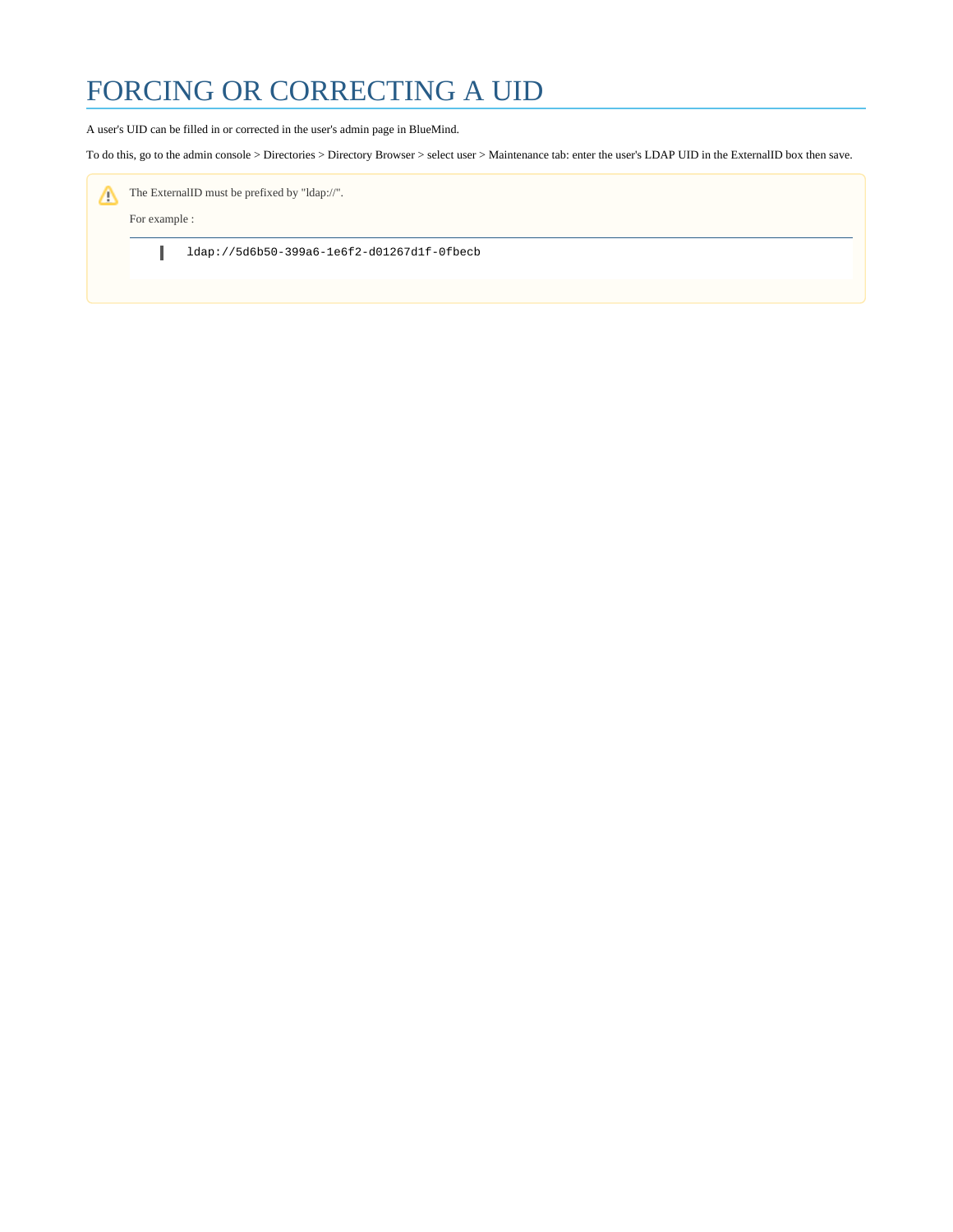# FORCING OR CORRECTING A UID

A user's UID can be filled in or corrected in the user's admin page in BlueMind.

To do this, go to the admin console > Directories > Directory Browser > select user > Maintenance tab: enter the user's LDAP UID in the ExternalID box then save.

> ⚠ The ExternalID must be prefixed by "ldap://".
>
> For example :
>
> ```
> ldap://5d6b50-399a6-1e6f2-d01267d1f-0fbecb
> ```